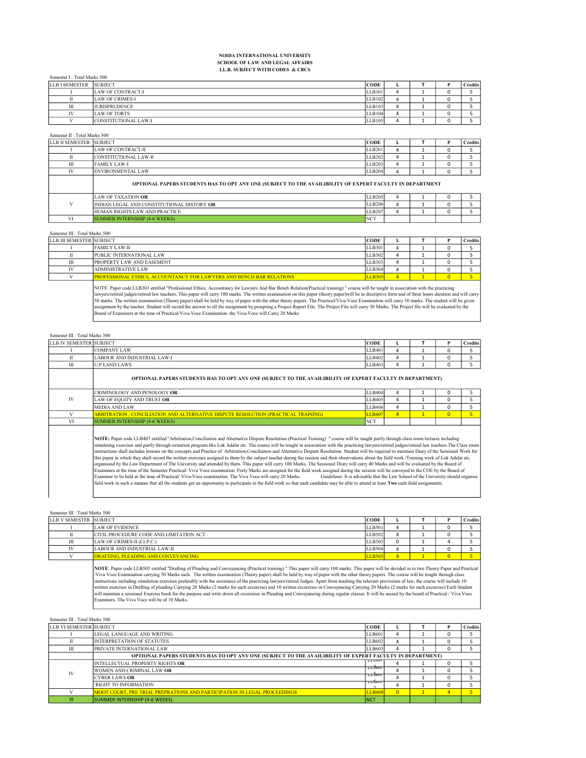**NOIDA INTERNATIONAL UNIVERSITY**
**SCHOOL OF LAW AND LEGAL AFFAIRS**
**LL.B. SUBJECT WITH CODES & CBCS**

Semester I : Total Marks 500

| LLB I SEMESTER | SUBJECT | CODE | L | T | P | Credits |
|---|---|---|---|---|---|---|
| I | LAW OF CONTRACT-I | LLB101 | 4 | 1 | 0 | 5 |
| II | LAW OF CRIMES-I | LLB102 | 4 | 1 | 0 | 5 |
| III | JURISPRUDENCE | LLB103 | 4 | 1 | 0 | 5 |
| IV | LAW OF TORTS | LLB104 | 4 | 1 | 0 | 5 |
| V | CONSTITUTIONAL LAW-I | LLB105 | 4 | 1 | 0 | 5 |

Semester II : Total Marks 500

| LLB II SEMESTER | SUBJECT | CODE | L | T | P | Credits |
|---|---|---|---|---|---|---|
| I | LAW OF CONTRACT-II | LLB201 | 4 | 1 | 0 | 5 |
| II | CONSTITUTIONAL LAW-II | LLB202 | 4 | 1 | 0 | 5 |
| III | FAMILY LAW-I | LLB203 | 4 | 1 | 0 | 5 |
| IV | ENVIRONMENTAL LAW | LLB204 | 4 | 1 | 0 | 5 |
| | **OPTIONAL PAPERS STUDENTS HAS TO OPT ANY ONE (SUBJECT TO THE AVAILIBILITY OF EXPERT FACULTY IN DEPARTMENT** | | | | | |
| V | LAW OF TAXATION **OR** | LLB205 | 4 | 1 | 0 | 5 |
| | INDIAN LEGAL AND CONSTITUTIONAL HISTORY **OR** | LLB206 | 4 | 1 | 0 | 5 |
| | HUMAN RIGHTS LAW AND PRACTICE | LLB207 | 4 | 1 | 0 | 5 |
| VI | SUMMER INTERNSHIP (4-6 WEEKS) | NCT | | | | |

Semester III : Total Marks 500

| LLB III SEMESTER | SUBJECT | CODE | L | T | P | Credits |
|---|---|---|---|---|---|---|
| I | FAMILY LAW-II | LLB301 | 4 | 1 | 0 | 5 |
| II | PUBLIC INTERNATIONAL LAW | LLB302 | 4 | 1 | 0 | 5 |
| III | PROPERTY LAW AND EASEMENT | LLB303 | 4 | 1 | 0 | 5 |
| IV | ADMINISTRATIVE LAW | LLB304 | 4 | 1 | 0 | 5 |
| V | PROFESSIONAL ETHICS, ACCOUNTANCY FOR LAWYERS AND BENCH BAR RELATIONS | LLB305 | 4 | 1 | 0 | 5 |

NOTE: Paper code LLB303 entitled "Professional Ethics, Accountancy for Lawyers And Bar Bench Relation(Practical training) " course will be taught in association with the practicing lawyers/retired judges/retired law teachers. This paper will carry 100 marks. The written examination on this paper (theory paper)will be in discriptive form and of three hours duration and will carry 50 marks. The written examination (Theory paper) shall be held by way of paper with the other theory papers. The Practical/Viva-Voce Examination will carry 50 marks. The student will be given assignment by the teacher. Student will record the answer to all the assignment by preapring a Project Report File. The Project File will carry 30 Marks. The Project file will be evaluated by the Board of Examiners at the time of Practical/Viva-Voce Examination. the Viva-Voce will Carry 20 Marks

Semester III : Total Marks 500

| LLB IV SEMESTER | SUBJECT | CODE | L | T | P | Credits |
|---|---|---|---|---|---|---|
| I | COMPANY LAW | LLB401 | 4 | 1 | 0 | 5 |
| II | LABOUR AND INDUSTRIAL LAW-I | LLB402 | 4 | 1 | 0 | 5 |
| III | U.P.LAND LAWS | LLB403 | 4 | 1 | 0 | 5 |
| | **OPTIONAL PAPERS STUDENTS HAS TO OPT ANY ONE (SUBJECT TO THE AVAILIBILITY OF EXPERT FACULTY IN DEPARTMENT)** | | | | | |
| IV | CRIMINOLOGY AND PENOLOGY **OR** | LLB404 | 4 | 1 | 0 | 5 |
| | LAW OF EQUITY AND TRUST **OR** | LLB405 | 4 | 1 | 0 | 5 |
| | MEDIA AND LAW | LLB406 | 4 | 1 | 0 | 5 |
| V | ARBITRATION , CONCILIATION AND ALTERNATIVE DISPUTE RESOLUTION (PRACTICAL TRAINING) | LLB407 | 4 | 1 | 0 | 5 |
| VI | SUMMER INTERNSHIP (4-6 WEEKS) | NCT | | | | |

**NOTE:** Paper code LLB407 entitled "Arbitration,Conciliation and Alternative Dispute Resolution (Practical Training) " course will be taught partly through class room lectures including simulating exercises and partly through extention program like Lok Adalat etc. The course will be tought in association with the practicing lawyers/retired judges/retired law teachers.The Class room instructions shall includes lessons on the concepts and Practice of Arbitration,Conciliation and Alternative Dispute Resolution. Student will be required to maintain Diary of the Sessional Work for this paper in which they shall record the written exercises assigned to them by the subject teacher during the session and their observations about the field work /Training work of Lok Adalat etc. organisesd by the Law Department of The University and attended by them. This paper will carry 100 Marks. The Sessional Diary will carry 40 Marks and will be evaluated by the Board of Examiners at the time of the Semester Practical/ Viva Voce examination. Forty Marks are assigned for the field work assigned during the session will be conveyed to the COE by the Board of Examiner to be held at the time of Practical/ Viva-Voce examination. The Viva Voce will carry 20 Marks. Guidelines: It si advisable that the Law School of the University should organise field work in such a manner that all the students get an opportunity to participate in the field work so that each candidate may be able to attend at least **Two** such field assignments.

Semester III : Total Marks 500

| LLB V SEMESTER | SUBJECT | CODE | L | T | P | Credits |
|---|---|---|---|---|---|---|
| I | LAW OF EVIDENCE | LLB501 | 4 | 1 | 0 | 5 |
| II | CIVIL PROCEDURE CODE AND LIMITATION ACT | LLB502 | 4 | 1 | 0 | 5 |
| III | LAW OF CRIMES-II (Cr.P.C.) | LLB503 | 0 | 1 | 4 | 5 |
| IV | LABOUR AND INDUSTRIAL LAW-II | LLB504 | 4 | 1 | 0 | 5 |
| V | DRAFTING, PLEADING AND CONVEYANCING | LLB505 | 4 | 1 | 0 | 5 |

**NOTE**: Paper code LLB505 entitled "Drafting of Pleading and Conveyancing (Practical training) " This paper will carry 100 marks. This paper will be devided in to two Theory Paper and Practical /Viva Voce Examination carrying 50 Marks each. The written examination (Theory paper) shall be held by way of paper with the other theory papers. The course will be tought through class instructions including simulation exercises preferably with the assistance of the practicing lawyers/retired Judges. Apart from teaching the relevant provisions of law, the course will include 10 written exercises in Drafting of pleading Carrying 20 Marks (2 marks for each excercise) and 10 written excercises in Conveyancing Carrying 20 Marks (2 marks for each exercise) Each Student will maintain a sessional Exercise book for the purpose and write down all excersises in Pleading and Conveyancing during regular classes. It will be assesd by the board of Practical / Viva Voce Examiners. The Viva Voce will be of 10 Marks.

Semester III : Total Marks 500

| LLB VI SEMESTER | SUBJECT | CODE | L | T | P | Credits |
|---|---|---|---|---|---|---|
| I | LEGAL LANGUAGE AND WRITING | LLB601 | 4 | 1 | 0 | 5 |
| II | INTERPRETATION OF STATUTES | LLB602 | 4 | 1 | 0 | 5 |
| III | PRIVATE INTERNATIONAL LAW | LLB603 | 4 | 1 | 0 | 5 |
| | **OPTIONAL PAPERS STUDENTS HAS TO OPT ANY ONE (SUBJECT TO THE AVAILIBILITY OF EXPERT FACULTY IN DEPARTMENT)** | | | | | |
| IV | INTELLECTUAL PROPERTY RIGHTS **OR** | LLB60 | 4 | 1 | 0 | 5 |
| | WOMEN AND CRIMINAL LAW **OR** | LLB60 | 4 | 1 | 0 | 5 |
| | CYBER LAWS **OR** | LLB60 | 4 | 1 | 0 | 5 |
| | RIGHT TO INFORMATION | LLB60 | 4 | 1 | 0 | 5 |
| V | MOOT COURT, PRE TRIAL PREPRATIONS AND PARTICIPATION IN LEGAL PROCEEDINGS | LLB608 | 0 | 1 | 4 | 5 |
| VI | SUMMER INTERNSHIP (4-6 WEEKS) | NCT | | | | |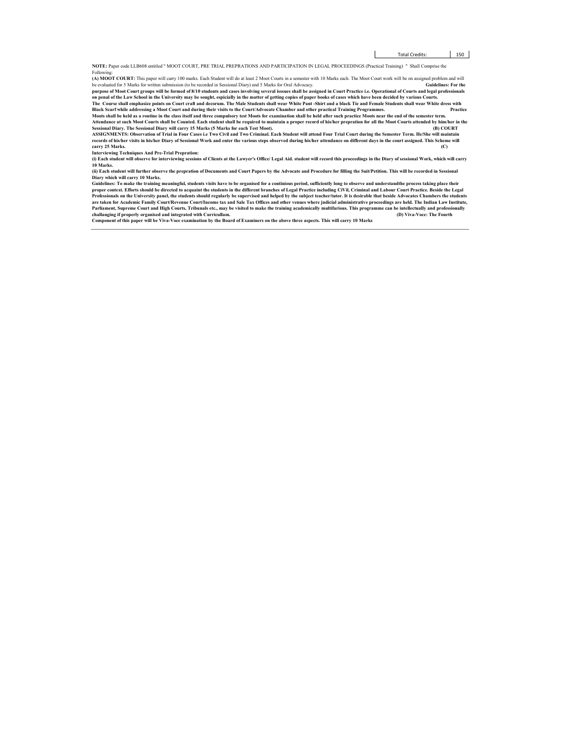| Total Credits: | 150 |
|---|---|

**NOTE:** Paper code LLB608 entitled " MOOT COURT, PRE TRIAL PREPRATIONS AND PARTICIPATION IN LEGAL PROCEEDINGS (Practical Training) " Shall Comprise the Following:

**(A) MOOT COURT:** This paper will carry 100 marks. Each Student will do at least 2 Moot Courts in a semester with 10 Marks each. The Moot Court work will be on assigned problem and will be evaluated for 5 Marks for written submission (to be recorded in Sessional Diary) and 5 Marks for Oral Advocacy.

**Guidelines: For the purpose of Moot Court groups will be formed of 8/10 students and cases involving several isssues shall be assigned in Court Practice i.e. Operational of Courts and legal professionals on penal of the Law School in the University may be sought, espicially in the matter of getting copies of paper books of cases which have been decided by various Courts.**

**The Course shall emphasize points on Court craft and decorum. The Male Students shall wear White Pant -Shirt and a black Tie and Female Students shall wear White dress with Black Scarf while addressing a Moot Court and during their visits to the Court/Advocate Chamber and other practical Training Programmes.**

**Practice Moots shall be held as a routine in the class itself and three compulsory test Moots for examination shall be held after such practice Moots near the end of the semester term. Attendance at such Moot Courts shall be Counted. Each student shall be required to maintain a proper record of his/her prepration for all the Moot Courts attended by him/her in the Sessional Diary. The Sessional Diary will carry 15 Marks (5 Marks for each Test Moot).**

**(B) COURT ASSIGNMENTS: Observation of Trial in Four Cases i.e Two Civil and Two Criminal. Each Student will attend Four Trial Court during the Semester Term. He/She will maintain records of his/her visits in his/her Diary of Sessional Work and enter the various steps observed during his/her attendance on different days in the court assigned. This Scheme will carry 25 Marks.**

**(C) Interviewing Techniques And Pre-Trial Prepration:**

**(i) Each student will observe for interviewing sessions of Clients at the Lawyer's Office/ Legal Aid. student will record this proceedings in the Diary of sessional Work, which will carry 10 Marks.**

**(ii) Each student will further observe the prepration of Documents and Court Papers by the Advocate and Procedure for filling the Suit/Petition. This will be recorded in Sessional Diary which will carry 10 Marks.**

**Guidelines: To make the training meaningful, students visits have to be organised for a continious period, sufficiently long to observe and understandthe process taking place their proper context. Efforts should be directed to acquaint the students in the different branches of Legal Practice including CiVil, Criminal and Labour Court Practice. Beside the Legal Professionals on the University panel, the students should regularly be supervised and helped by the subject teacher/tutor. It is desirable that beside Advocates Chambers the students are taken for Academic Family Court/Revenue Court/Income tax and Sale Tax Offices and other venues where judicial administrative proceedings are held. The Indian Law Institute, Parliament, Supreme Court and High Courts, Tribunals etc., may be visited to make the training academically multifarious. This programme can be intellectually and professionally challanging if properly organised and integrated with Curricullam.**

**(D) Viva-Voce: The Fourth Component of this paper will be Viva-Voce examination by the Board of Examiners on the above three aspects. This will carry 10 Marks**